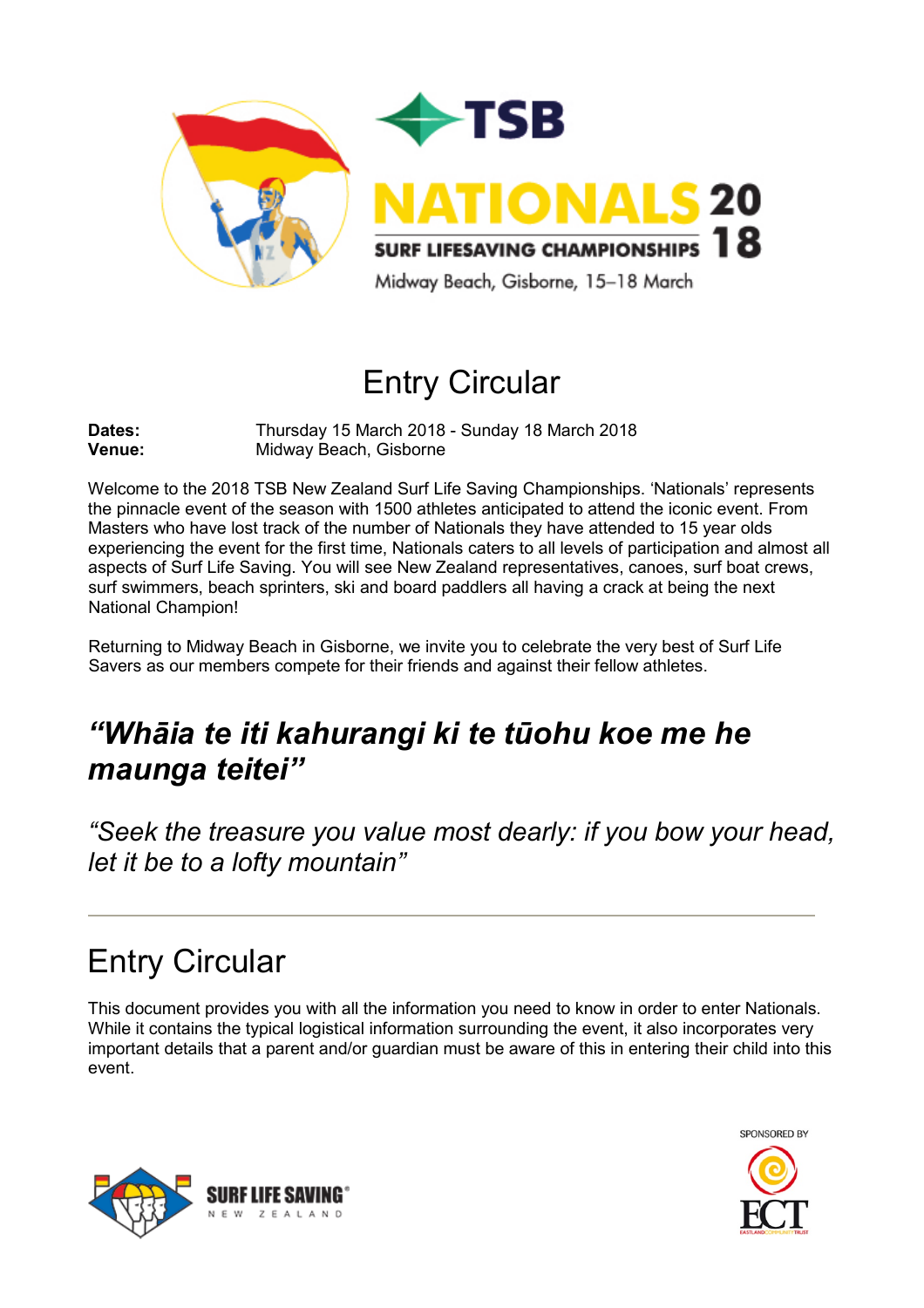TSB

NATIONALS 2018

SURF LIFESAVING CHAMPIONSHIPS

Midway Beach, Gisborne, 15–18 March

# Entry Circular

**Dates:** Thursday 15 March 2018 - Sunday 18 March 2018
**Venue:** Midway Beach, Gisborne

Welcome to the 2018 TSB New Zealand Surf Life Saving Championships. 'Nationals' represents the pinnacle event of the season with 1500 athletes anticipated to attend the iconic event. From Masters who have lost track of the number of Nationals they have attended to 15 year olds experiencing the event for the first time, Nationals caters to all levels of participation and almost all aspects of Surf Life Saving. You will see New Zealand representatives, canoes, surf boat crews, surf swimmers, beach sprinters, ski and board paddlers all having a crack at being the next National Champion!

Returning to Midway Beach in Gisborne, we invite you to celebrate the very best of Surf Life Savers as our members compete for their friends and against their fellow athletes.

## *"Whāia te iti kahurangi ki te tūohu koe me he maunga teitei"*

*"Seek the treasure you value most dearly: if you bow your head, let it be to a lofty mountain"*

---

# Entry Circular

This document provides you with all the information you need to know in order to enter Nationals. While it contains the typical logistical information surrounding the event, it also incorporates very important details that a parent and/or guardian must be aware of this in entering their child into this event.

SURF LIFE SAVING NEW ZEALAND

SPONSORED BY ECT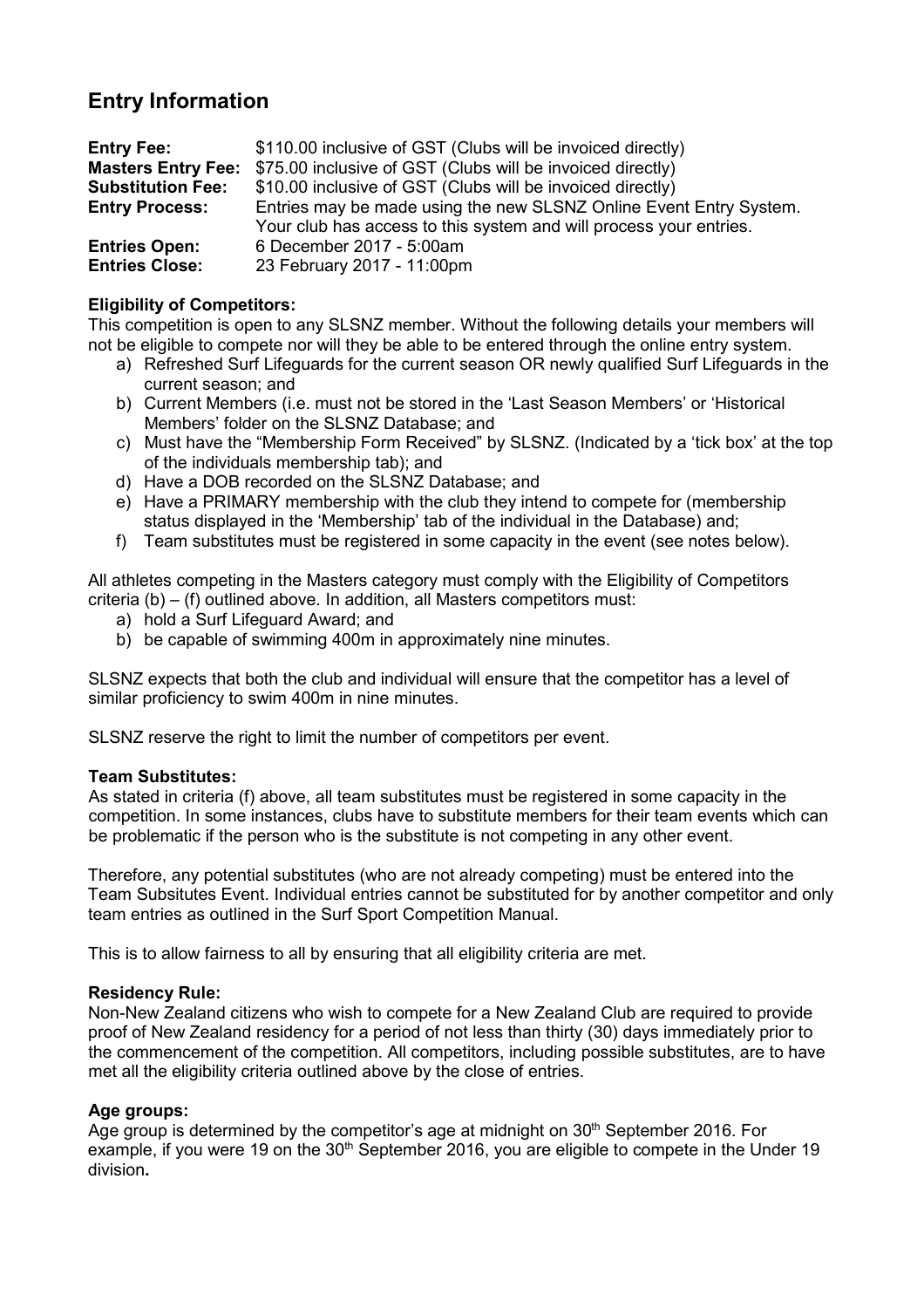## Entry Information

| | |
|---|---|
| **Entry Fee:** | $110.00 inclusive of GST (Clubs will be invoiced directly) |
| **Masters Entry Fee:** | $75.00 inclusive of GST (Clubs will be invoiced directly) |
| **Substitution Fee:** | $10.00 inclusive of GST (Clubs will be invoiced directly) |
| **Entry Process:** | Entries may be made using the new SLSNZ Online Event Entry System. Your club has access to this system and will process your entries. |
| **Entries Open:** | 6 December 2017 - 5:00am |
| **Entries Close:** | 23 February 2017 - 11:00pm |

**Eligibility of Competitors:**

This competition is open to any SLSNZ member. Without the following details your members will not be eligible to compete nor will they be able to be entered through the online entry system.

a) Refreshed Surf Lifeguards for the current season OR newly qualified Surf Lifeguards in the current season; and
b) Current Members (i.e. must not be stored in the 'Last Season Members' or 'Historical Members' folder on the SLSNZ Database; and
c) Must have the "Membership Form Received" by SLSNZ. (Indicated by a 'tick box' at the top of the individuals membership tab); and
d) Have a DOB recorded on the SLSNZ Database; and
e) Have a PRIMARY membership with the club they intend to compete for (membership status displayed in the 'Membership' tab of the individual in the Database) and;
f) Team substitutes must be registered in some capacity in the event (see notes below).

All athletes competing in the Masters category must comply with the Eligibility of Competitors criteria (b) – (f) outlined above. In addition, all Masters competitors must:

a) hold a Surf Lifeguard Award; and
b) be capable of swimming 400m in approximately nine minutes.

SLSNZ expects that both the club and individual will ensure that the competitor has a level of similar proficiency to swim 400m in nine minutes.

SLSNZ reserve the right to limit the number of competitors per event.

**Team Substitutes:**

As stated in criteria (f) above, all team substitutes must be registered in some capacity in the competition. In some instances, clubs have to substitute members for their team events which can be problematic if the person who is the substitute is not competing in any other event.

Therefore, any potential substitutes (who are not already competing) must be entered into the Team Subsitutes Event. Individual entries cannot be substituted for by another competitor and only team entries as outlined in the Surf Sport Competition Manual.

This is to allow fairness to all by ensuring that all eligibility criteria are met.

**Residency Rule:**

Non-New Zealand citizens who wish to compete for a New Zealand Club are required to provide proof of New Zealand residency for a period of not less than thirty (30) days immediately prior to the commencement of the competition. All competitors, including possible substitutes, are to have met all the eligibility criteria outlined above by the close of entries.

**Age groups:**

Age group is determined by the competitor's age at midnight on 30th September 2016. For example, if you were 19 on the 30th September 2016, you are eligible to compete in the Under 19 division**.**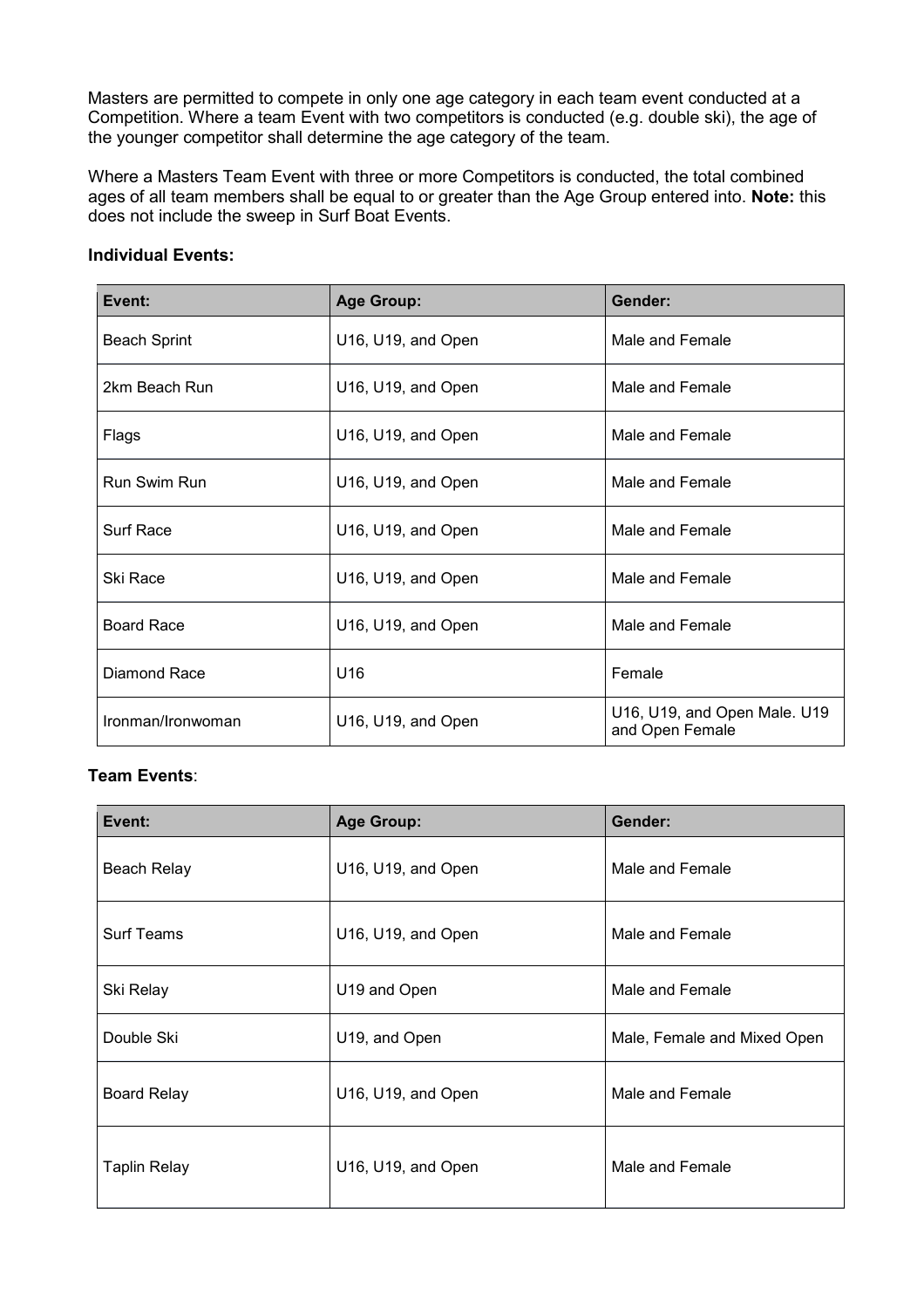Masters are permitted to compete in only one age category in each team event conducted at a Competition. Where a team Event with two competitors is conducted (e.g. double ski), the age of the younger competitor shall determine the age category of the team.

Where a Masters Team Event with three or more Competitors is conducted, the total combined ages of all team members shall be equal to or greater than the Age Group entered into. **Note:** this does not include the sweep in Surf Boat Events.

**Individual Events:**

| Event: | Age Group: | Gender: |
|---|---|---|
| Beach Sprint | U16, U19, and Open | Male and Female |
| 2km Beach Run | U16, U19, and Open | Male and Female |
| Flags | U16, U19, and Open | Male and Female |
| Run Swim Run | U16, U19, and Open | Male and Female |
| Surf Race | U16, U19, and Open | Male and Female |
| Ski Race | U16, U19, and Open | Male and Female |
| Board Race | U16, U19, and Open | Male and Female |
| Diamond Race | U16 | Female |
| Ironman/Ironwoman | U16, U19, and Open | U16, U19, and Open Male. U19 and Open Female |

**Team Events**:

| Event: | Age Group: | Gender: |
|---|---|---|
| Beach Relay | U16, U19, and Open | Male and Female |
| Surf Teams | U16, U19, and Open | Male and Female |
| Ski Relay | U19 and Open | Male and Female |
| Double Ski | U19, and Open | Male, Female and Mixed Open |
| Board Relay | U16, U19, and Open | Male and Female |
| Taplin Relay | U16, U19, and Open | Male and Female |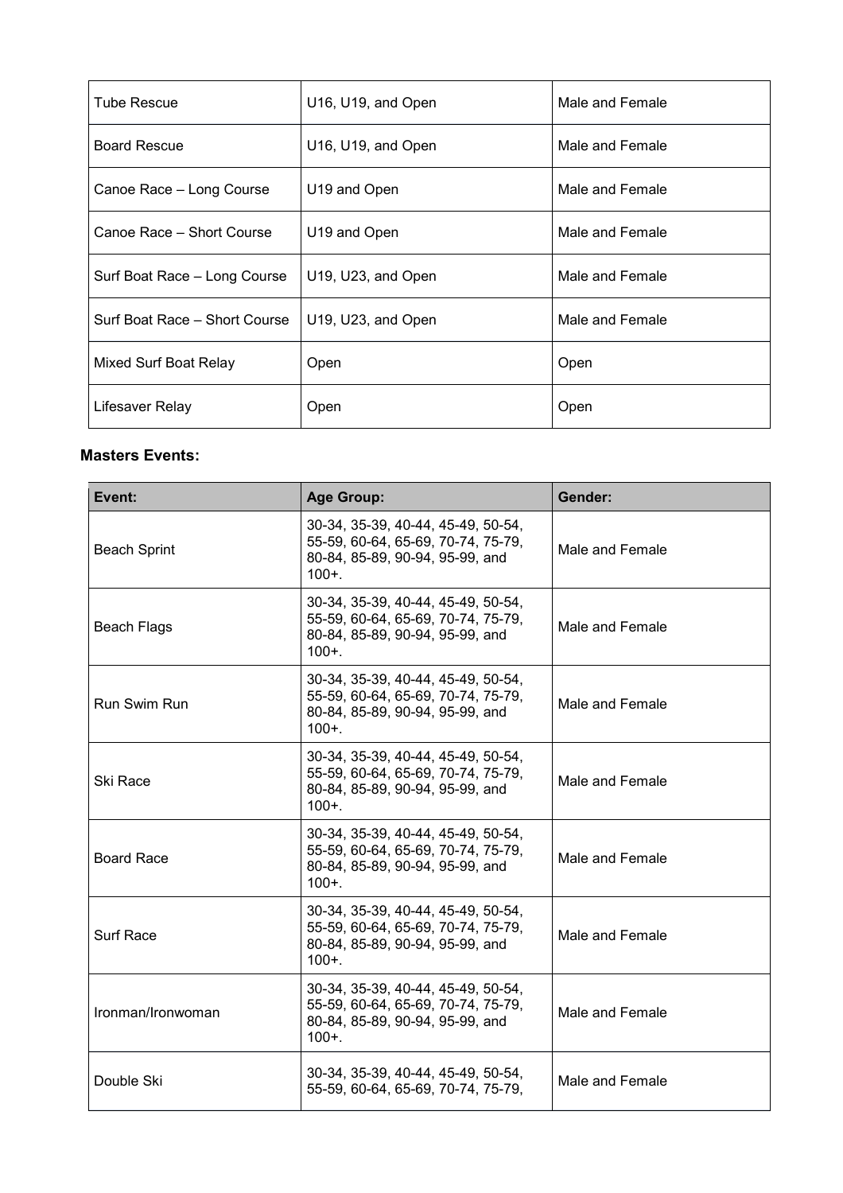| Tube Rescue | U16, U19, and Open | Male and Female |
|---|---|---|
| Board Rescue | U16, U19, and Open | Male and Female |
| Canoe Race – Long Course | U19 and Open | Male and Female |
| Canoe Race – Short Course | U19 and Open | Male and Female |
| Surf Boat Race – Long Course | U19, U23, and Open | Male and Female |
| Surf Boat Race – Short Course | U19, U23, and Open | Male and Female |
| Mixed Surf Boat Relay | Open | Open |
| Lifesaver Relay | Open | Open |

**Masters Events:**

| Event: | Age Group: | Gender: |
|---|---|---|
| Beach Sprint | 30-34, 35-39, 40-44, 45-49, 50-54, 55-59, 60-64, 65-69, 70-74, 75-79, 80-84, 85-89, 90-94, 95-99, and 100+. | Male and Female |
| Beach Flags | 30-34, 35-39, 40-44, 45-49, 50-54, 55-59, 60-64, 65-69, 70-74, 75-79, 80-84, 85-89, 90-94, 95-99, and 100+. | Male and Female |
| Run Swim Run | 30-34, 35-39, 40-44, 45-49, 50-54, 55-59, 60-64, 65-69, 70-74, 75-79, 80-84, 85-89, 90-94, 95-99, and 100+. | Male and Female |
| Ski Race | 30-34, 35-39, 40-44, 45-49, 50-54, 55-59, 60-64, 65-69, 70-74, 75-79, 80-84, 85-89, 90-94, 95-99, and 100+. | Male and Female |
| Board Race | 30-34, 35-39, 40-44, 45-49, 50-54, 55-59, 60-64, 65-69, 70-74, 75-79, 80-84, 85-89, 90-94, 95-99, and 100+. | Male and Female |
| Surf Race | 30-34, 35-39, 40-44, 45-49, 50-54, 55-59, 60-64, 65-69, 70-74, 75-79, 80-84, 85-89, 90-94, 95-99, and 100+. | Male and Female |
| Ironman/Ironwoman | 30-34, 35-39, 40-44, 45-49, 50-54, 55-59, 60-64, 65-69, 70-74, 75-79, 80-84, 85-89, 90-94, 95-99, and 100+. | Male and Female |
| Double Ski | 30-34, 35-39, 40-44, 45-49, 50-54, 55-59, 60-64, 65-69, 70-74, 75-79, | Male and Female |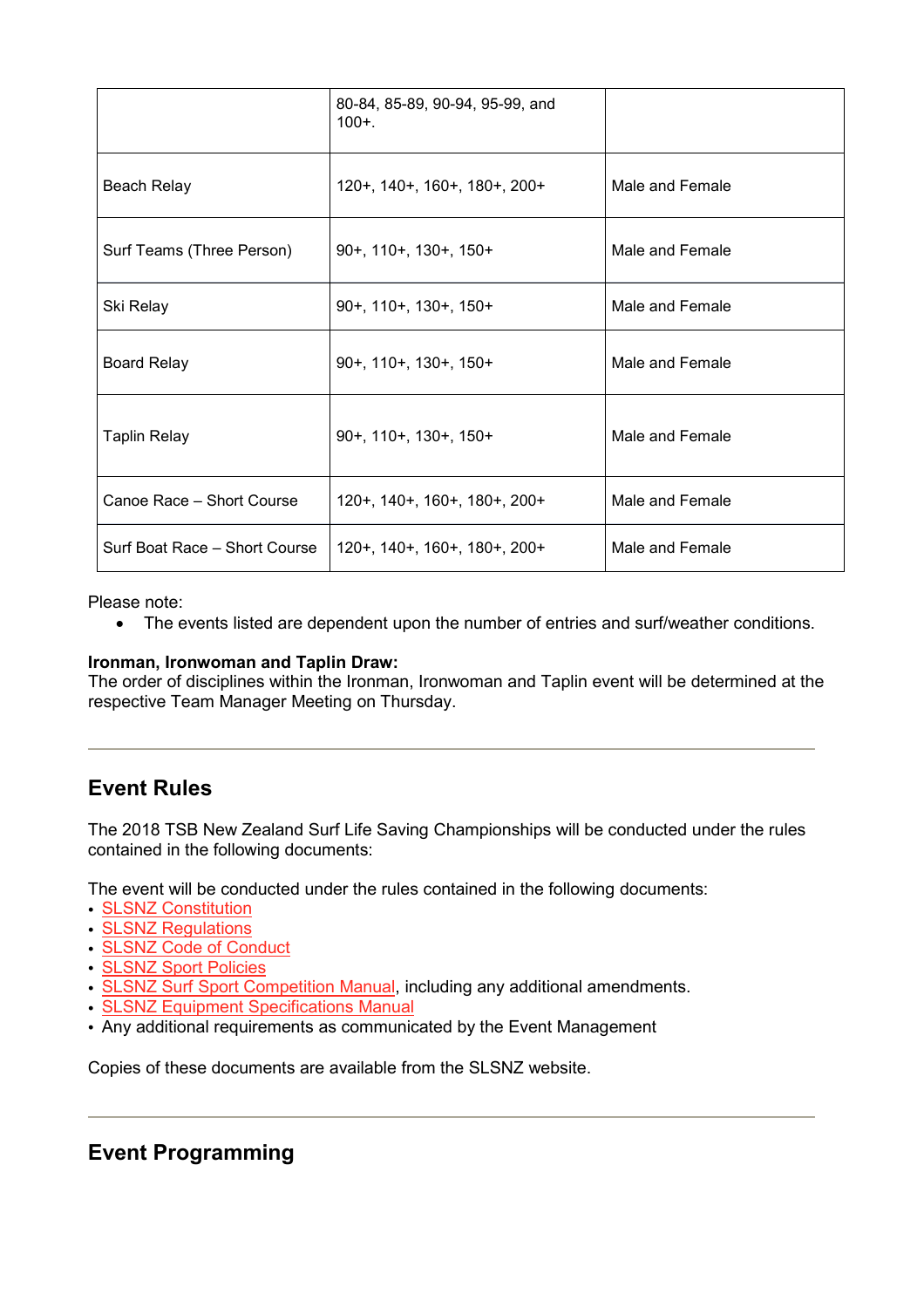| | | |
|---|---|---|
| | 80-84, 85-89, 90-94, 95-99, and 100+. | |
| Beach Relay | 120+, 140+, 160+, 180+, 200+ | Male and Female |
| Surf Teams (Three Person) | 90+, 110+, 130+, 150+ | Male and Female |
| Ski Relay | 90+, 110+, 130+, 150+ | Male and Female |
| Board Relay | 90+, 110+, 130+, 150+ | Male and Female |
| Taplin Relay | 90+, 110+, 130+, 150+ | Male and Female |
| Canoe Race – Short Course | 120+, 140+, 160+, 180+, 200+ | Male and Female |
| Surf Boat Race – Short Course | 120+, 140+, 160+, 180+, 200+ | Male and Female |

Please note:

- The events listed are dependent upon the number of entries and surf/weather conditions.

**Ironman, Ironwoman and Taplin Draw:**
The order of disciplines within the Ironman, Ironwoman and Taplin event will be determined at the respective Team Manager Meeting on Thursday.

---

## Event Rules

The 2018 TSB New Zealand Surf Life Saving Championships will be conducted under the rules contained in the following documents:

The event will be conducted under the rules contained in the following documents:

- SLSNZ Constitution
- SLSNZ Regulations
- SLSNZ Code of Conduct
- SLSNZ Sport Policies
- SLSNZ Surf Sport Competition Manual, including any additional amendments.
- SLSNZ Equipment Specifications Manual
- Any additional requirements as communicated by the Event Management

Copies of these documents are available from the SLSNZ website.

---

## Event Programming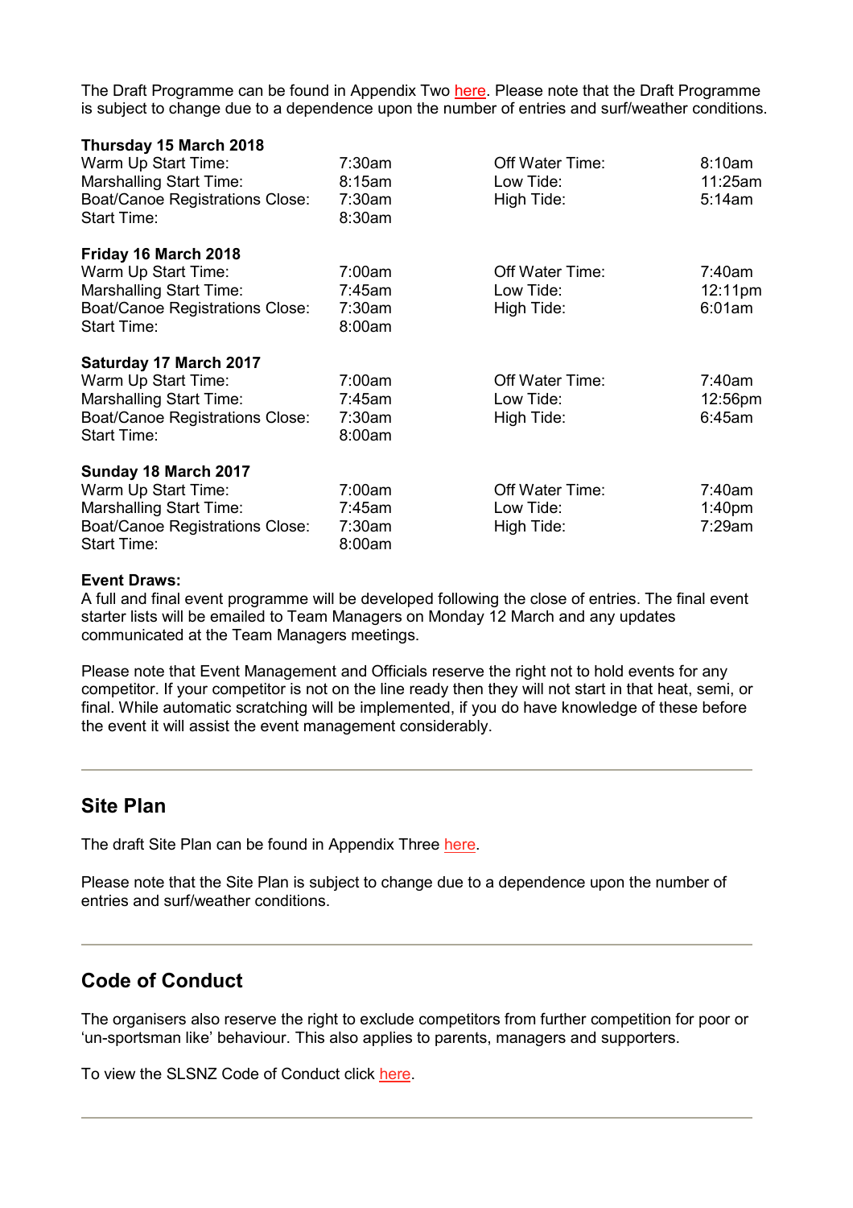The Draft Programme can be found in Appendix Two here. Please note that the Draft Programme is subject to change due to a dependence upon the number of entries and surf/weather conditions.

**Thursday 15 March 2018**

| | | | |
|---|---|---|---|
| Warm Up Start Time: | 7:30am | Off Water Time: | 8:10am |
| Marshalling Start Time: | 8:15am | Low Tide: | 11:25am |
| Boat/Canoe Registrations Close: | 7:30am | High Tide: | 5:14am |
| Start Time: | 8:30am | | |

**Friday 16 March 2018**

| | | | |
|---|---|---|---|
| Warm Up Start Time: | 7:00am | Off Water Time: | 7:40am |
| Marshalling Start Time: | 7:45am | Low Tide: | 12:11pm |
| Boat/Canoe Registrations Close: | 7:30am | High Tide: | 6:01am |
| Start Time: | 8:00am | | |

**Saturday 17 March 2017**

| | | | |
|---|---|---|---|
| Warm Up Start Time: | 7:00am | Off Water Time: | 7:40am |
| Marshalling Start Time: | 7:45am | Low Tide: | 12:56pm |
| Boat/Canoe Registrations Close: | 7:30am | High Tide: | 6:45am |
| Start Time: | 8:00am | | |

**Sunday 18 March 2017**

| | | | |
|---|---|---|---|
| Warm Up Start Time: | 7:00am | Off Water Time: | 7:40am |
| Marshalling Start Time: | 7:45am | Low Tide: | 1:40pm |
| Boat/Canoe Registrations Close: | 7:30am | High Tide: | 7:29am |
| Start Time: | 8:00am | | |

**Event Draws:**

A full and final event programme will be developed following the close of entries. The final event starter lists will be emailed to Team Managers on Monday 12 March and any updates communicated at the Team Managers meetings.

Please note that Event Management and Officials reserve the right not to hold events for any competitor. If your competitor is not on the line ready then they will not start in that heat, semi, or final. While automatic scratching will be implemented, if you do have knowledge of these before the event it will assist the event management considerably.

---

## Site Plan

The draft Site Plan can be found in Appendix Three here.

Please note that the Site Plan is subject to change due to a dependence upon the number of entries and surf/weather conditions.

---

## Code of Conduct

The organisers also reserve the right to exclude competitors from further competition for poor or 'un-sportsman like' behaviour. This also applies to parents, managers and supporters.

To view the SLSNZ Code of Conduct click here.

---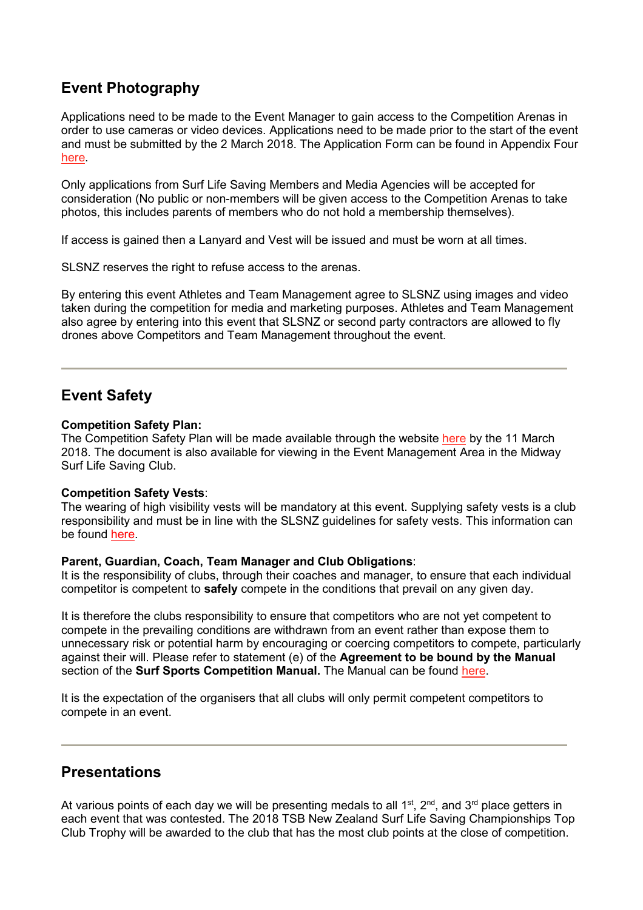## Event Photography

Applications need to be made to the Event Manager to gain access to the Competition Arenas in order to use cameras or video devices. Applications need to be made prior to the start of the event and must be submitted by the 2 March 2018. The Application Form can be found in Appendix Four here.

Only applications from Surf Life Saving Members and Media Agencies will be accepted for consideration (No public or non-members will be given access to the Competition Arenas to take photos, this includes parents of members who do not hold a membership themselves).

If access is gained then a Lanyard and Vest will be issued and must be worn at all times.

SLSNZ reserves the right to refuse access to the arenas.

By entering this event Athletes and Team Management agree to SLSNZ using images and video taken during the competition for media and marketing purposes. Athletes and Team Management also agree by entering into this event that SLSNZ or second party contractors are allowed to fly drones above Competitors and Team Management throughout the event.

---

## Event Safety

**Competition Safety Plan:**
The Competition Safety Plan will be made available through the website here by the 11 March 2018. The document is also available for viewing in the Event Management Area in the Midway Surf Life Saving Club.

**Competition Safety Vests**:
The wearing of high visibility vests will be mandatory at this event. Supplying safety vests is a club responsibility and must be in line with the SLSNZ guidelines for safety vests. This information can be found here.

**Parent, Guardian, Coach, Team Manager and Club Obligations**:
It is the responsibility of clubs, through their coaches and manager, to ensure that each individual competitor is competent to **safely** compete in the conditions that prevail on any given day.

It is therefore the clubs responsibility to ensure that competitors who are not yet competent to compete in the prevailing conditions are withdrawn from an event rather than expose them to unnecessary risk or potential harm by encouraging or coercing competitors to compete, particularly against their will. Please refer to statement (e) of the **Agreement to be bound by the Manual** section of the **Surf Sports Competition Manual.** The Manual can be found here.

It is the expectation of the organisers that all clubs will only permit competent competitors to compete in an event.

---

## Presentations

At various points of each day we will be presenting medals to all 1st, 2nd, and 3rd place getters in each event that was contested. The 2018 TSB New Zealand Surf Life Saving Championships Top Club Trophy will be awarded to the club that has the most club points at the close of competition.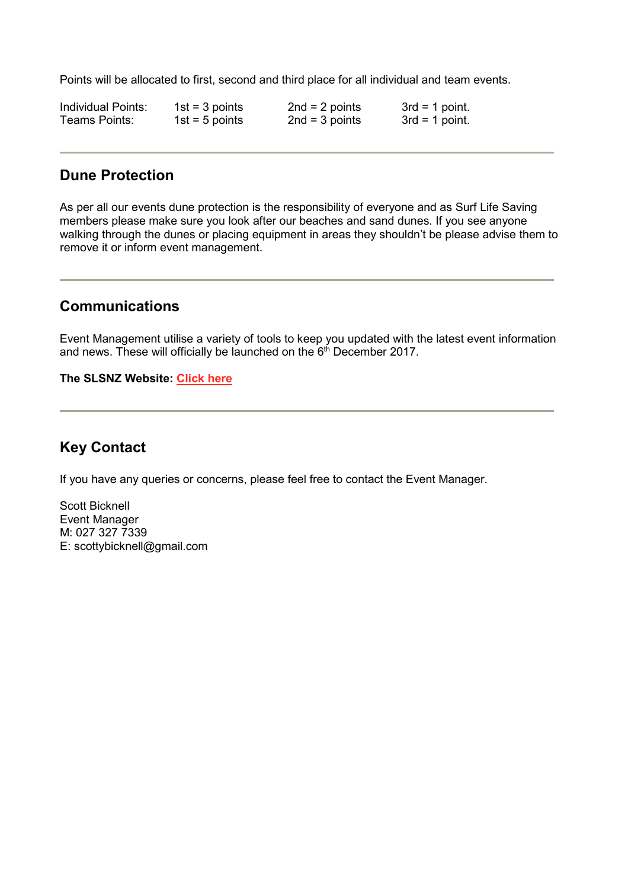Points will be allocated to first, second and third place for all individual and team events.

| | | | |
|---|---|---|---|
| Individual Points: | 1st = 3 points | 2nd = 2 points | 3rd = 1 point. |
| Teams Points: | 1st = 5 points | 2nd = 3 points | 3rd = 1 point. |

---

## Dune Protection

As per all our events dune protection is the responsibility of everyone and as Surf Life Saving members please make sure you look after our beaches and sand dunes. If you see anyone walking through the dunes or placing equipment in areas they shouldn't be please advise them to remove it or inform event management.

---

## Communications

Event Management utilise a variety of tools to keep you updated with the latest event information and news. These will officially be launched on the 6th December 2017.

**The SLSNZ Website:** Click here

---

## Key Contact

If you have any queries or concerns, please feel free to contact the Event Manager.

Scott Bicknell
Event Manager
M: 027 327 7339
E: scottybicknell@gmail.com